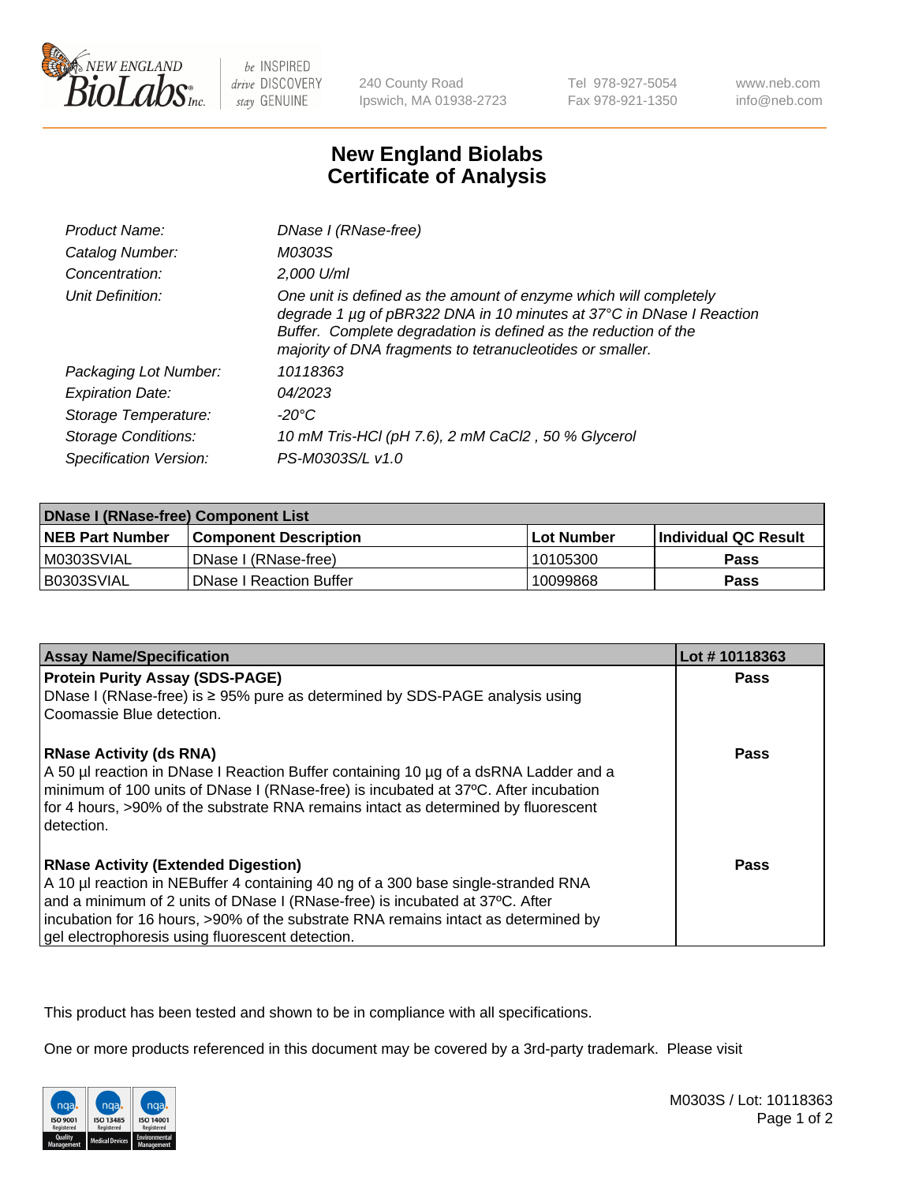240 County Road
Ipswich, MA 01938-2723

Tel 978-927-5054
Fax 978-921-1350

www.neb.com
info@neb.com

# New England Biolabs
# Certificate of Analysis

| | |
|---|---|
| *Product Name:* | *DNase I (RNase-free)* |
| *Catalog Number:* | *M0303S* |
| *Concentration:* | *2,000 U/ml* |
| *Unit Definition:* | *One unit is defined as the amount of enzyme which will completely degrade 1 µg of pBR322 DNA in 10 minutes at 37°C in DNase I Reaction Buffer. Complete degradation is defined as the reduction of the majority of DNA fragments to tetranucleotides or smaller.* |
| *Packaging Lot Number:* | *10118363* |
| *Expiration Date:* | *04/2023* |
| *Storage Temperature:* | *-20°C* |
| *Storage Conditions:* | *10 mM Tris-HCl (pH 7.6), 2 mM CaCl2 , 50 % Glycerol* |
| *Specification Version:* | *PS-M0303S/L v1.0* |

| **DNase I (RNase-free) Component List** | | | |
|---|---|---|---|
| **NEB Part Number** | **Component Description** | **Lot Number** | **Individual QC Result** |
| M0303SVIAL | DNase I (RNase-free) | 10105300 | **Pass** |
| B0303SVIAL | DNase I Reaction Buffer | 10099868 | **Pass** |

| **Assay Name/Specification** | **Lot # 10118363** |
|---|---|
| **Protein Purity Assay (SDS-PAGE)** DNase I (RNase-free) is ≥ 95% pure as determined by SDS-PAGE analysis using Coomassie Blue detection. | **Pass** |
| **RNase Activity (ds RNA)** A 50 µl reaction in DNase I Reaction Buffer containing 10 µg of a dsRNA Ladder and a minimum of 100 units of DNase I (RNase-free) is incubated at 37ºC. After incubation for 4 hours, >90% of the substrate RNA remains intact as determined by fluorescent detection. | **Pass** |
| **RNase Activity (Extended Digestion)** A 10 µl reaction in NEBuffer 4 containing 40 ng of a 300 base single-stranded RNA and a minimum of 2 units of DNase I (RNase-free) is incubated at 37ºC. After incubation for 16 hours, >90% of the substrate RNA remains intact as determined by gel electrophoresis using fluorescent detection. | **Pass** |

This product has been tested and shown to be in compliance with all specifications.

One or more products referenced in this document may be covered by a 3rd-party trademark. Please visit

M0303S / Lot: 10118363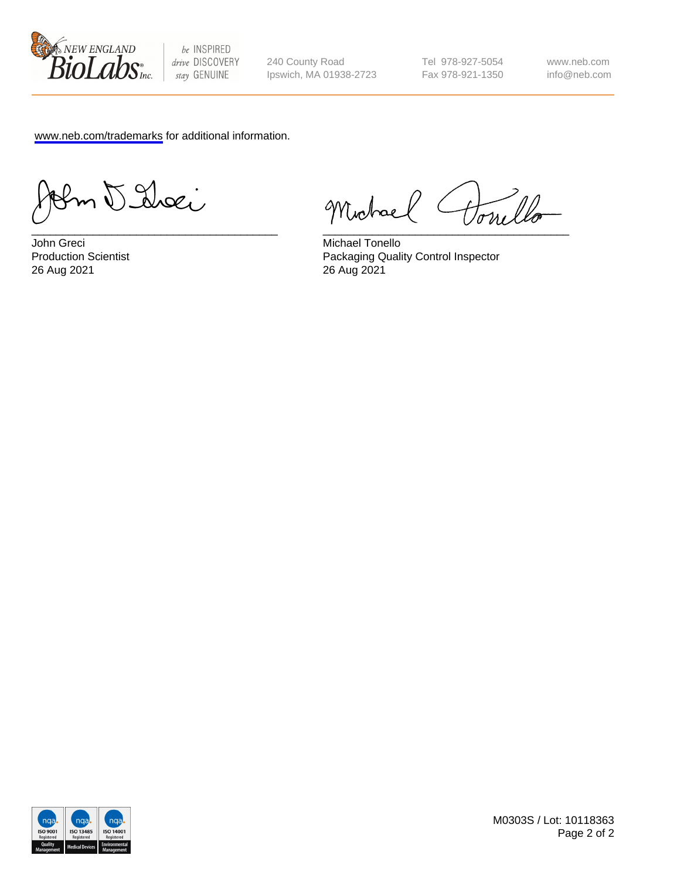www.neb.com/trademarks for additional information.

John Greci
Production Scientist
26 Aug 2021

Michael Tonello
Packaging Quality Control Inspector
26 Aug 2021

M0303S / Lot: 10118363